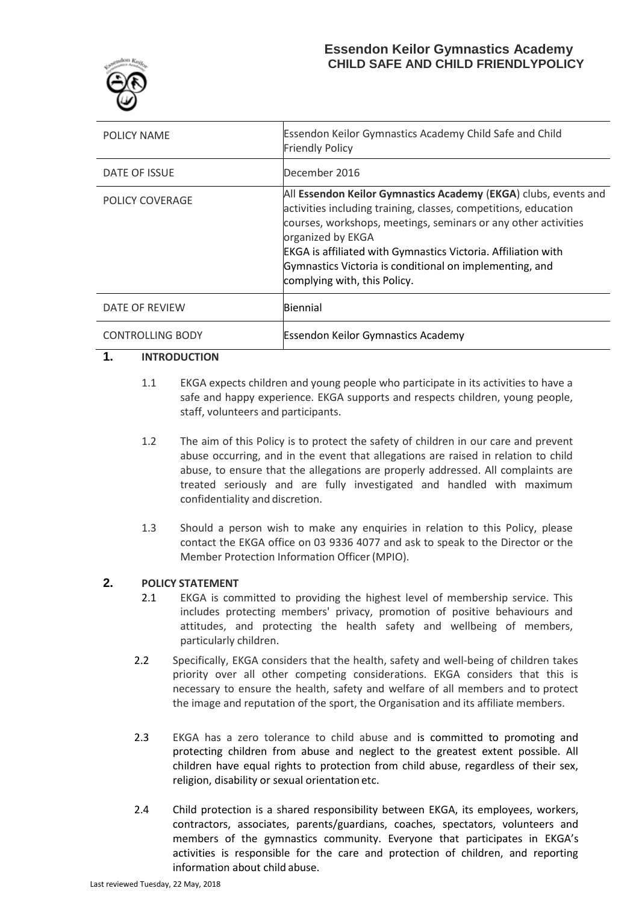# Essendon Keilor Gymnastics Academy
## CHILD SAFE AND CHILD FRIENDLYPOLICY

| POLICY NAME | Essendon Keilor Gymnastics Academy Child Safe and Child Friendly Policy |
|---|---|
| DATE OF ISSUE | December 2016 |
| POLICY COVERAGE | All **Essendon Keilor Gymnastics Academy** (**EKGA**) clubs, events and activities including training, classes, competitions, education courses, workshops, meetings, seminars or any other activities organized by EKGA<br>EKGA is affiliated with Gymnastics Victoria. Affiliation with Gymnastics Victoria is conditional on implementing, and complying with, this Policy. |
| DATE OF REVIEW | Biennial |
| CONTROLLING BODY | Essendon Keilor Gymnastics Academy |

## 1. INTRODUCTION

1.1 EKGA expects children and young people who participate in its activities to have a safe and happy experience. EKGA supports and respects children, young people, staff, volunteers and participants.

1.2 The aim of this Policy is to protect the safety of children in our care and prevent abuse occurring, and in the event that allegations are raised in relation to child abuse, to ensure that the allegations are properly addressed. All complaints are treated seriously and are fully investigated and handled with maximum confidentiality and discretion.

1.3 Should a person wish to make any enquiries in relation to this Policy, please contact the EKGA office on 03 9336 4077 and ask to speak to the Director or the Member Protection Information Officer (MPIO).

## 2. POLICY STATEMENT

2.1 EKGA is committed to providing the highest level of membership service. This includes protecting members' privacy, promotion of positive behaviours and attitudes, and protecting the health safety and wellbeing of members, particularly children.

2.2 Specifically, EKGA considers that the health, safety and well-being of children takes priority over all other competing considerations. EKGA considers that this is necessary to ensure the health, safety and welfare of all members and to protect the image and reputation of the sport, the Organisation and its affiliate members.

2.3 EKGA has a zero tolerance to child abuse and is committed to promoting and protecting children from abuse and neglect to the greatest extent possible. All children have equal rights to protection from child abuse, regardless of their sex, religion, disability or sexual orientation etc.

2.4 Child protection is a shared responsibility between EKGA, its employees, workers, contractors, associates, parents/guardians, coaches, spectators, volunteers and members of the gymnastics community. Everyone that participates in EKGA's activities is responsible for the care and protection of children, and reporting information about child abuse.

Last reviewed Tuesday, 22 May, 2018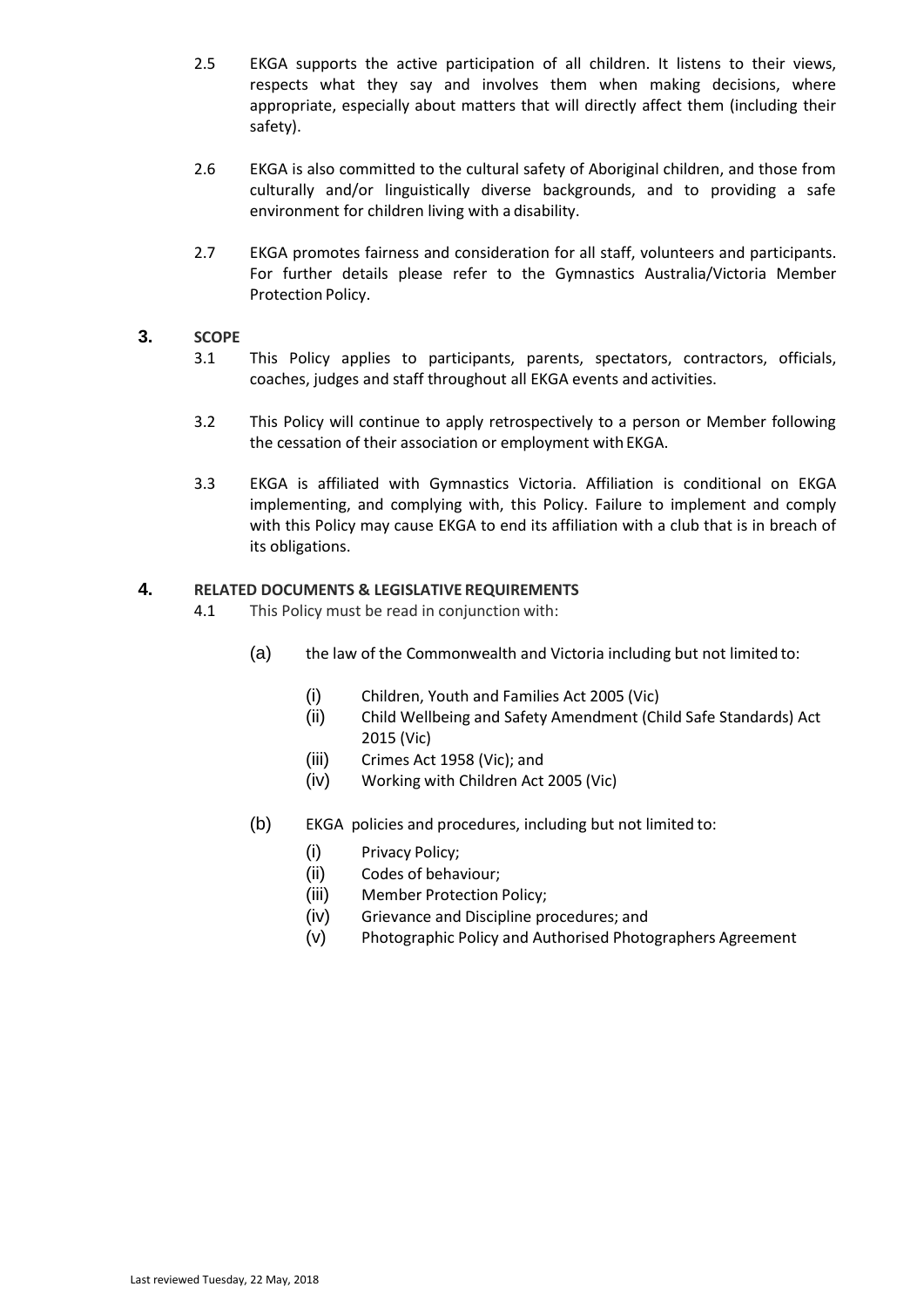2.5 EKGA supports the active participation of all children. It listens to their views, respects what they say and involves them when making decisions, where appropriate, especially about matters that will directly affect them (including their safety).

2.6 EKGA is also committed to the cultural safety of Aboriginal children, and those from culturally and/or linguistically diverse backgrounds, and to providing a safe environment for children living with a disability.

2.7 EKGA promotes fairness and consideration for all staff, volunteers and participants. For further details please refer to the Gymnastics Australia/Victoria Member Protection Policy.

## 3. SCOPE

3.1 This Policy applies to participants, parents, spectators, contractors, officials, coaches, judges and staff throughout all EKGA events and activities.

3.2 This Policy will continue to apply retrospectively to a person or Member following the cessation of their association or employment with EKGA.

3.3 EKGA is affiliated with Gymnastics Victoria. Affiliation is conditional on EKGA implementing, and complying with, this Policy. Failure to implement and comply with this Policy may cause EKGA to end its affiliation with a club that is in breach of its obligations.

## 4. RELATED DOCUMENTS & LEGISLATIVE REQUIREMENTS

4.1 This Policy must be read in conjunction with:

(a) the law of the Commonwealth and Victoria including but not limited to:

- (i) Children, Youth and Families Act 2005 (Vic)
- (ii) Child Wellbeing and Safety Amendment (Child Safe Standards) Act 2015 (Vic)
- (iii) Crimes Act 1958 (Vic); and
- (iv) Working with Children Act 2005 (Vic)

(b) EKGA policies and procedures, including but not limited to:

- (i) Privacy Policy;
- (ii) Codes of behaviour;
- (iii) Member Protection Policy;
- (iv) Grievance and Discipline procedures; and
- (v) Photographic Policy and Authorised Photographers Agreement

Last reviewed Tuesday, 22 May, 2018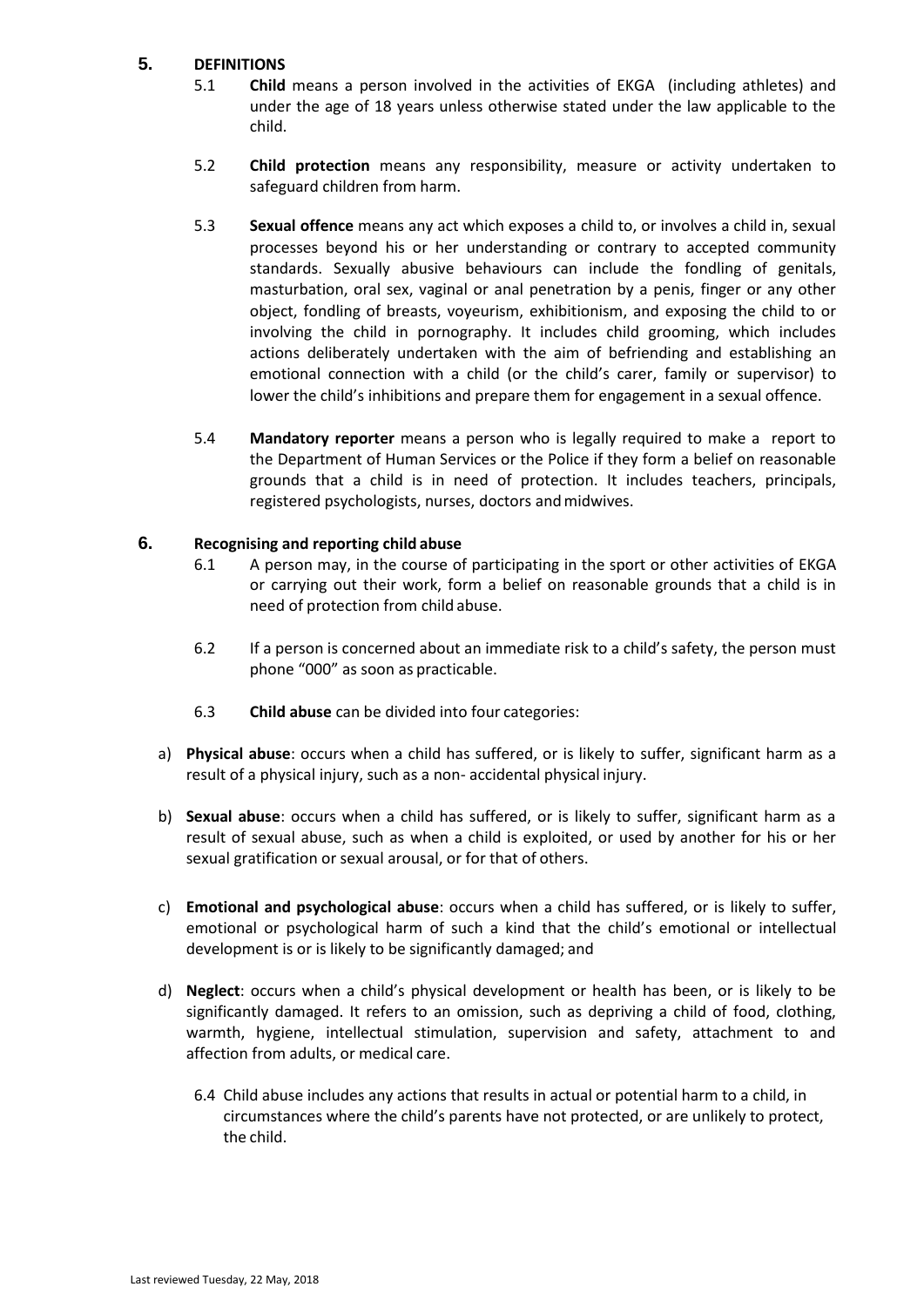## 5. DEFINITIONS

5.1 **Child** means a person involved in the activities of EKGA (including athletes) and under the age of 18 years unless otherwise stated under the law applicable to the child.

5.2 **Child protection** means any responsibility, measure or activity undertaken to safeguard children from harm.

5.3 **Sexual offence** means any act which exposes a child to, or involves a child in, sexual processes beyond his or her understanding or contrary to accepted community standards. Sexually abusive behaviours can include the fondling of genitals, masturbation, oral sex, vaginal or anal penetration by a penis, finger or any other object, fondling of breasts, voyeurism, exhibitionism, and exposing the child to or involving the child in pornography. It includes child grooming, which includes actions deliberately undertaken with the aim of befriending and establishing an emotional connection with a child (or the child's carer, family or supervisor) to lower the child's inhibitions and prepare them for engagement in a sexual offence.

5.4 **Mandatory reporter** means a person who is legally required to make a report to the Department of Human Services or the Police if they form a belief on reasonable grounds that a child is in need of protection. It includes teachers, principals, registered psychologists, nurses, doctors and midwives.

## 6. Recognising and reporting child abuse

6.1 A person may, in the course of participating in the sport or other activities of EKGA or carrying out their work, form a belief on reasonable grounds that a child is in need of protection from child abuse.

6.2 If a person is concerned about an immediate risk to a child's safety, the person must phone "000" as soon as practicable.

6.3 **Child abuse** can be divided into four categories:

a) **Physical abuse**: occurs when a child has suffered, or is likely to suffer, significant harm as a result of a physical injury, such as a non- accidental physical injury.

b) **Sexual abuse**: occurs when a child has suffered, or is likely to suffer, significant harm as a result of sexual abuse, such as when a child is exploited, or used by another for his or her sexual gratification or sexual arousal, or for that of others.

c) **Emotional and psychological abuse**: occurs when a child has suffered, or is likely to suffer, emotional or psychological harm of such a kind that the child's emotional or intellectual development is or is likely to be significantly damaged; and

d) **Neglect**: occurs when a child's physical development or health has been, or is likely to be significantly damaged. It refers to an omission, such as depriving a child of food, clothing, warmth, hygiene, intellectual stimulation, supervision and safety, attachment to and affection from adults, or medical care.

6.4 Child abuse includes any actions that results in actual or potential harm to a child, in circumstances where the child's parents have not protected, or are unlikely to protect, the child.

Last reviewed Tuesday, 22 May, 2018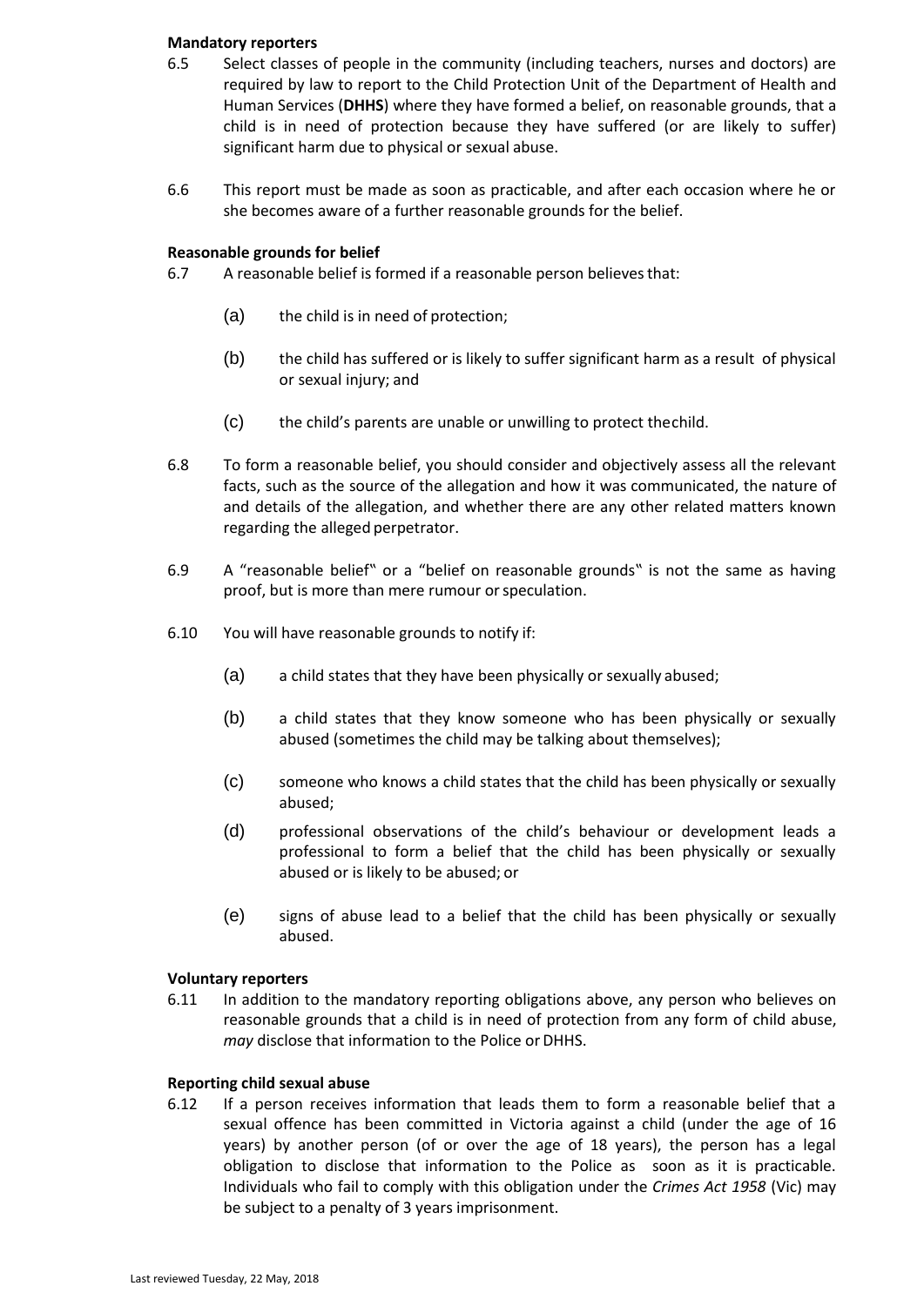**Mandatory reporters**

6.5 Select classes of people in the community (including teachers, nurses and doctors) are required by law to report to the Child Protection Unit of the Department of Health and Human Services (**DHHS**) where they have formed a belief, on reasonable grounds, that a child is in need of protection because they have suffered (or are likely to suffer) significant harm due to physical or sexual abuse.

6.6 This report must be made as soon as practicable, and after each occasion where he or she becomes aware of a further reasonable grounds for the belief.

**Reasonable grounds for belief**

6.7 A reasonable belief is formed if a reasonable person believes that:

(a) the child is in need of protection;

(b) the child has suffered or is likely to suffer significant harm as a result of physical or sexual injury; and

(c) the child's parents are unable or unwilling to protect the child.

6.8 To form a reasonable belief, you should consider and objectively assess all the relevant facts, such as the source of the allegation and how it was communicated, the nature of and details of the allegation, and whether there are any other related matters known regarding the alleged perpetrator.

6.9 A "reasonable belief" or a "belief on reasonable grounds" is not the same as having proof, but is more than mere rumour or speculation.

6.10 You will have reasonable grounds to notify if:

(a) a child states that they have been physically or sexually abused;

(b) a child states that they know someone who has been physically or sexually abused (sometimes the child may be talking about themselves);

(c) someone who knows a child states that the child has been physically or sexually abused;

(d) professional observations of the child's behaviour or development leads a professional to form a belief that the child has been physically or sexually abused or is likely to be abused; or

(e) signs of abuse lead to a belief that the child has been physically or sexually abused.

**Voluntary reporters**

6.11 In addition to the mandatory reporting obligations above, any person who believes on reasonable grounds that a child is in need of protection from any form of child abuse, *may* disclose that information to the Police or DHHS.

**Reporting child sexual abuse**

6.12 If a person receives information that leads them to form a reasonable belief that a sexual offence has been committed in Victoria against a child (under the age of 16 years) by another person (of or over the age of 18 years), the person has a legal obligation to disclose that information to the Police as soon as it is practicable. Individuals who fail to comply with this obligation under the *Crimes Act 1958* (Vic) may be subject to a penalty of 3 years imprisonment.

Last reviewed Tuesday, 22 May, 2018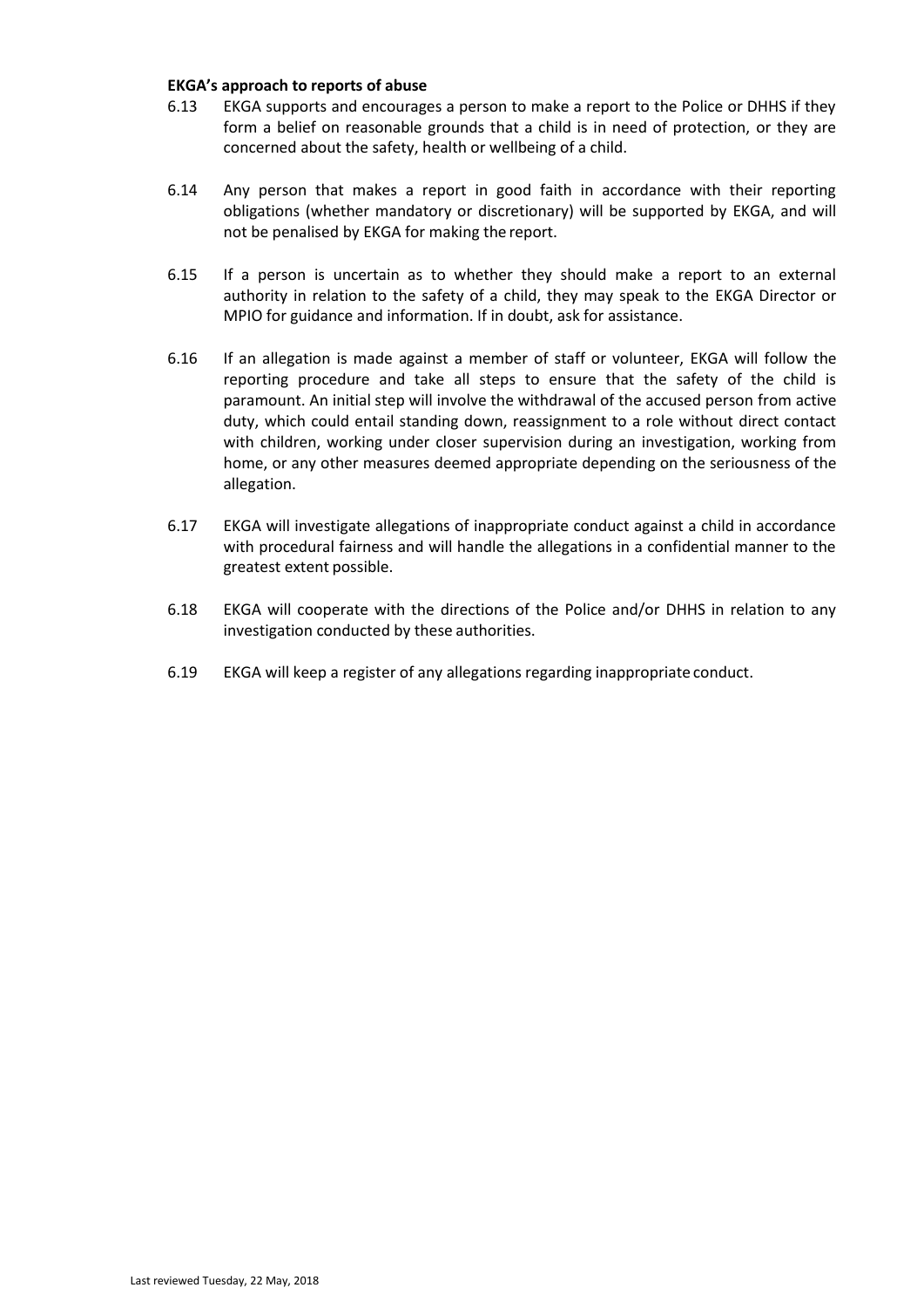**EKGA's approach to reports of abuse**

6.13 EKGA supports and encourages a person to make a report to the Police or DHHS if they form a belief on reasonable grounds that a child is in need of protection, or they are concerned about the safety, health or wellbeing of a child.

6.14 Any person that makes a report in good faith in accordance with their reporting obligations (whether mandatory or discretionary) will be supported by EKGA, and will not be penalised by EKGA for making the report.

6.15 If a person is uncertain as to whether they should make a report to an external authority in relation to the safety of a child, they may speak to the EKGA Director or MPIO for guidance and information. If in doubt, ask for assistance.

6.16 If an allegation is made against a member of staff or volunteer, EKGA will follow the reporting procedure and take all steps to ensure that the safety of the child is paramount. An initial step will involve the withdrawal of the accused person from active duty, which could entail standing down, reassignment to a role without direct contact with children, working under closer supervision during an investigation, working from home, or any other measures deemed appropriate depending on the seriousness of the allegation.

6.17 EKGA will investigate allegations of inappropriate conduct against a child in accordance with procedural fairness and will handle the allegations in a confidential manner to the greatest extent possible.

6.18 EKGA will cooperate with the directions of the Police and/or DHHS in relation to any investigation conducted by these authorities.

6.19 EKGA will keep a register of any allegations regarding inappropriate conduct.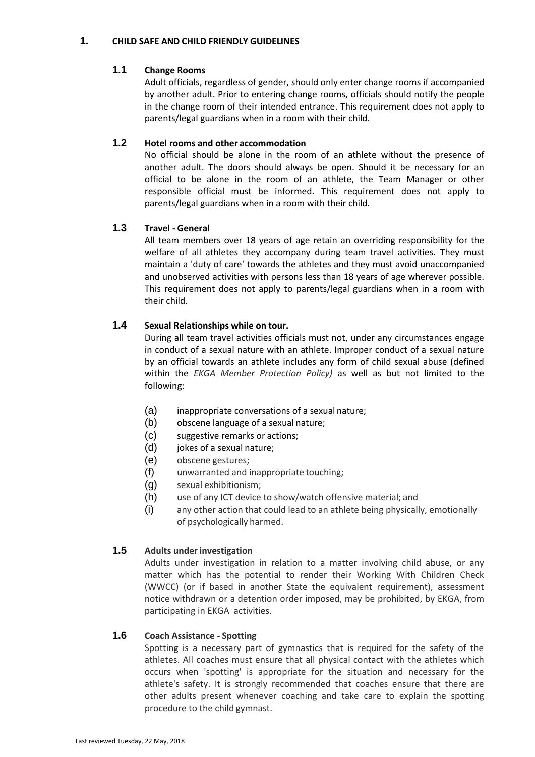## 1. CHILD SAFE AND CHILD FRIENDLY GUIDELINES

### 1.1 Change Rooms

Adult officials, regardless of gender, should only enter change rooms if accompanied by another adult. Prior to entering change rooms, officials should notify the people in the change room of their intended entrance. This requirement does not apply to parents/legal guardians when in a room with their child.

### 1.2 Hotel rooms and other accommodation

No official should be alone in the room of an athlete without the presence of another adult. The doors should always be open. Should it be necessary for an official to be alone in the room of an athlete, the Team Manager or other responsible official must be informed. This requirement does not apply to parents/legal guardians when in a room with their child.

### 1.3 Travel - General

All team members over 18 years of age retain an overriding responsibility for the welfare of all athletes they accompany during team travel activities. They must maintain a 'duty of care' towards the athletes and they must avoid unaccompanied and unobserved activities with persons less than 18 years of age wherever possible. This requirement does not apply to parents/legal guardians when in a room with their child.

### 1.4 Sexual Relationships while on tour.

During all team travel activities officials must not, under any circumstances engage in conduct of a sexual nature with an athlete. Improper conduct of a sexual nature by an official towards an athlete includes any form of child sexual abuse (defined within the *EKGA Member Protection Policy)* as well as but not limited to the following:

(a) inappropriate conversations of a sexual nature;
(b) obscene language of a sexual nature;
(c) suggestive remarks or actions;
(d) jokes of a sexual nature;
(e) obscene gestures;
(f) unwarranted and inappropriate touching;
(g) sexual exhibitionism;
(h) use of any ICT device to show/watch offensive material; and
(i) any other action that could lead to an athlete being physically, emotionally of psychologically harmed.

### 1.5 Adults under investigation

Adults under investigation in relation to a matter involving child abuse, or any matter which has the potential to render their Working With Children Check (WWCC) (or if based in another State the equivalent requirement), assessment notice withdrawn or a detention order imposed, may be prohibited, by EKGA, from participating in EKGA activities.

### 1.6 Coach Assistance - Spotting

Spotting is a necessary part of gymnastics that is required for the safety of the athletes. All coaches must ensure that all physical contact with the athletes which occurs when 'spotting' is appropriate for the situation and necessary for the athlete's safety. It is strongly recommended that coaches ensure that there are other adults present whenever coaching and take care to explain the spotting procedure to the child gymnast.

Last reviewed Tuesday, 22 May, 2018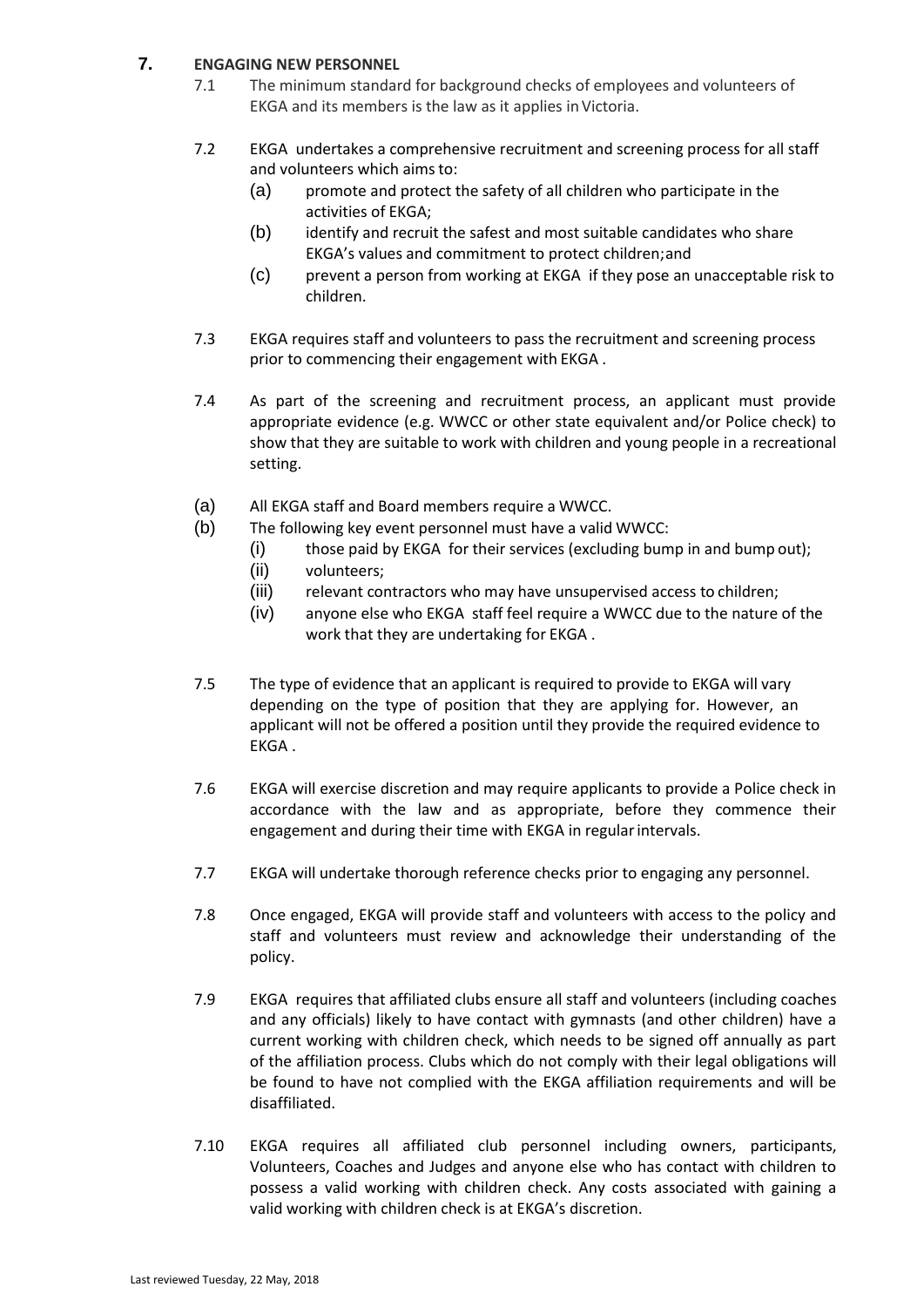## 7. ENGAGING NEW PERSONNEL

7.1 The minimum standard for background checks of employees and volunteers of EKGA and its members is the law as it applies in Victoria.

7.2 EKGA undertakes a comprehensive recruitment and screening process for all staff and volunteers which aims to:

(a) promote and protect the safety of all children who participate in the activities of EKGA;

(b) identify and recruit the safest and most suitable candidates who share EKGA's values and commitment to protect children; and

(c) prevent a person from working at EKGA if they pose an unacceptable risk to children.

7.3 EKGA requires staff and volunteers to pass the recruitment and screening process prior to commencing their engagement with EKGA .

7.4 As part of the screening and recruitment process, an applicant must provide appropriate evidence (e.g. WWCC or other state equivalent and/or Police check) to show that they are suitable to work with children and young people in a recreational setting.

(a) All EKGA staff and Board members require a WWCC.

(b) The following key event personnel must have a valid WWCC:

(i) those paid by EKGA for their services (excluding bump in and bump out);

(ii) volunteers;

(iii) relevant contractors who may have unsupervised access to children;

(iv) anyone else who EKGA staff feel require a WWCC due to the nature of the work that they are undertaking for EKGA .

7.5 The type of evidence that an applicant is required to provide to EKGA will vary depending on the type of position that they are applying for. However, an applicant will not be offered a position until they provide the required evidence to EKGA .

7.6 EKGA will exercise discretion and may require applicants to provide a Police check in accordance with the law and as appropriate, before they commence their engagement and during their time with EKGA in regular intervals.

7.7 EKGA will undertake thorough reference checks prior to engaging any personnel.

7.8 Once engaged, EKGA will provide staff and volunteers with access to the policy and staff and volunteers must review and acknowledge their understanding of the policy.

7.9 EKGA requires that affiliated clubs ensure all staff and volunteers (including coaches and any officials) likely to have contact with gymnasts (and other children) have a current working with children check, which needs to be signed off annually as part of the affiliation process. Clubs which do not comply with their legal obligations will be found to have not complied with the EKGA affiliation requirements and will be disaffiliated.

7.10 EKGA requires all affiliated club personnel including owners, participants, Volunteers, Coaches and Judges and anyone else who has contact with children to possess a valid working with children check. Any costs associated with gaining a valid working with children check is at EKGA's discretion.

Last reviewed Tuesday, 22 May, 2018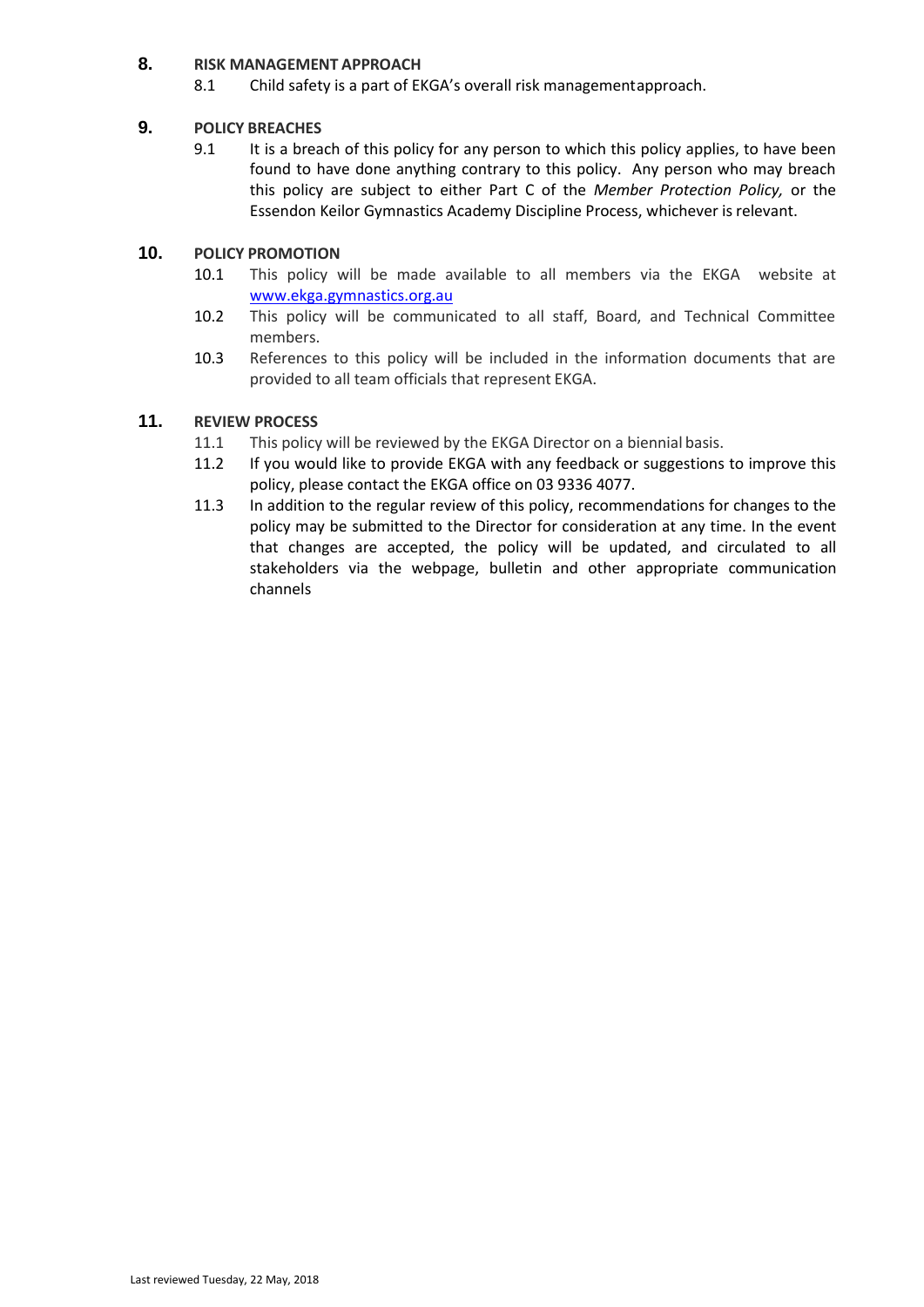## 8. RISK MANAGEMENT APPROACH

8.1 Child safety is a part of EKGA's overall risk managementapproach.

## 9. POLICY BREACHES

9.1 It is a breach of this policy for any person to which this policy applies, to have been found to have done anything contrary to this policy. Any person who may breach this policy are subject to either Part C of the *Member Protection Policy,* or the Essendon Keilor Gymnastics Academy Discipline Process, whichever is relevant.

## 10. POLICY PROMOTION

10.1 This policy will be made available to all members via the EKGA website at [www.ekga.gymnastics.org.au](http://www.ekga.gymnastics.org.au)

10.2 This policy will be communicated to all staff, Board, and Technical Committee members.

10.3 References to this policy will be included in the information documents that are provided to all team officials that represent EKGA.

## 11. REVIEW PROCESS

11.1 This policy will be reviewed by the EKGA Director on a biennial basis.

11.2 If you would like to provide EKGA with any feedback or suggestions to improve this policy, please contact the EKGA office on 03 9336 4077.

11.3 In addition to the regular review of this policy, recommendations for changes to the policy may be submitted to the Director for consideration at any time. In the event that changes are accepted, the policy will be updated, and circulated to all stakeholders via the webpage, bulletin and other appropriate communication channels

Last reviewed Tuesday, 22 May, 2018